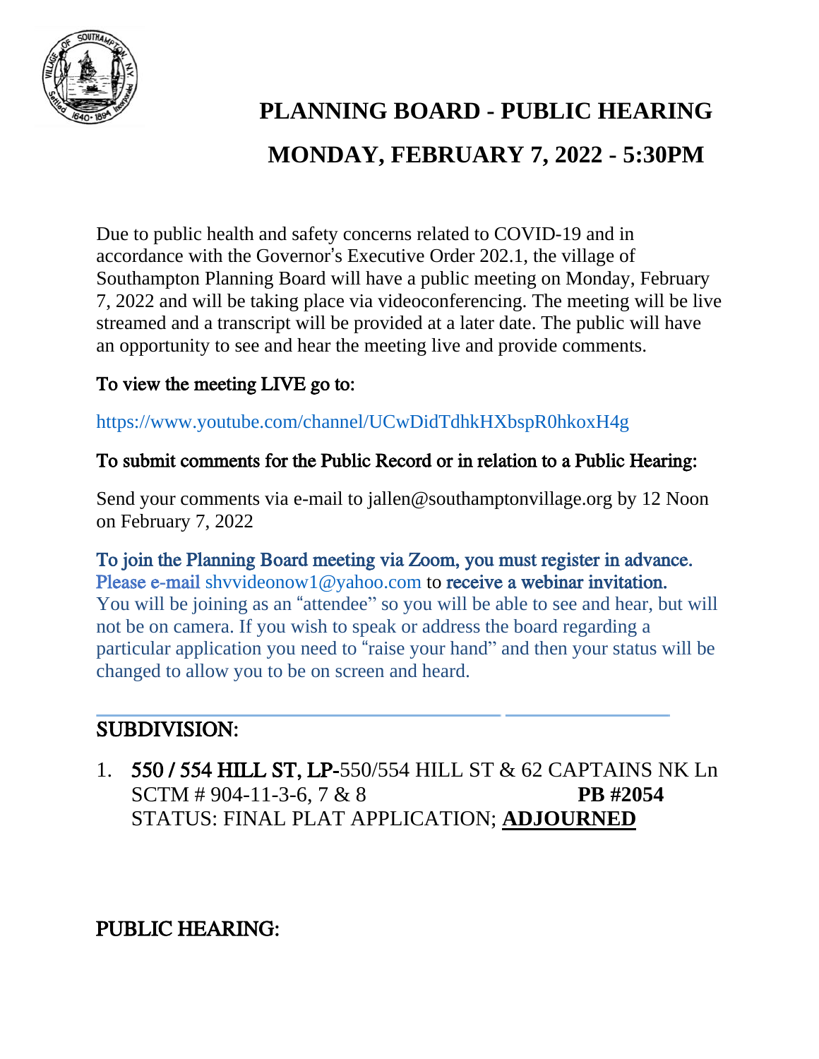# PLANNING BOARD - PUBLIC HEARING

# MONDAY, FEBRUARY 7, 2022 - 5:30PM

Due to public health and safety concerns related to COVID-19 and in accordance with the Governor's Executive Order 202.1, the village of Southampton Planning Board will have a public meeting on Monday, February 7, 2022 and will be taking place via videoconferencing. The meeting will be live streamed and a transcript will be provided at a later date. The public will have an opportunity to see and hear the meeting live and provide comments.

**To view the meeting LIVE go to:**

https://www.youtube.com/channel/UCwDidTdhkHXbspR0hkoxH4g

**To submit comments for the Public Record or in relation to a Public Hearing:**

Send your comments via e-mail to jallen@southamptonvillage.org by 12 Noon on February 7, 2022

**To join the Planning Board meeting via Zoom, you must register in advance. Please e-mail shvvideonow1@yahoo.com to receive a webinar invitation.** You will be joining as an "attendee" so you will be able to see and hear, but will not be on camera. If you wish to speak or address the board regarding a particular application you need to "raise your hand" and then your status will be changed to allow you to be on screen and heard.

## SUBDIVISION:

1. **550 / 554 HILL ST, LP**-550/554 HILL ST & 62 CAPTAINS NK Ln
   SCTM # 904-11-3-6, 7 & 8 **PB #2054**
   STATUS: FINAL PLAT APPLICATION; **ADJOURNED**

## PUBLIC HEARING: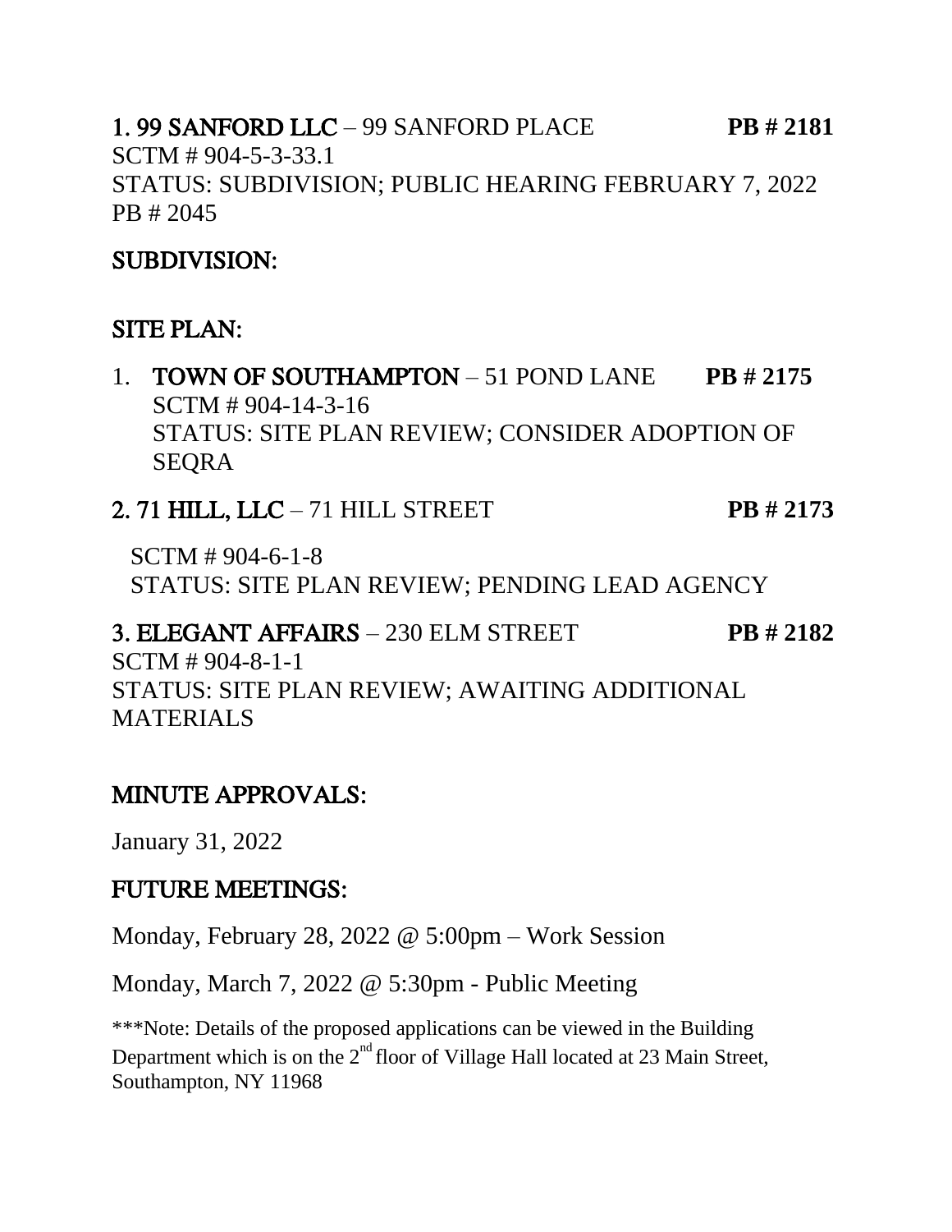**1. 99 SANFORD LLC** – 99 SANFORD PLACE **PB # 2181**
SCTM # 904-5-3-33.1
STATUS: SUBDIVISION; PUBLIC HEARING FEBRUARY 7, 2022
PB # 2045

## SUBDIVISION:

## SITE PLAN:

1. **TOWN OF SOUTHAMPTON** – 51 POND LANE **PB # 2175**
   SCTM # 904-14-3-16
   STATUS: SITE PLAN REVIEW; CONSIDER ADOPTION OF SEQRA

**2. 71 HILL, LLC** – 71 HILL STREET **PB # 2173**
SCTM # 904-6-1-8
STATUS: SITE PLAN REVIEW; PENDING LEAD AGENCY

**3. ELEGANT AFFAIRS** – 230 ELM STREET **PB # 2182**
SCTM # 904-8-1-1
STATUS: SITE PLAN REVIEW; AWAITING ADDITIONAL MATERIALS

## MINUTE APPROVALS:

January 31, 2022

## FUTURE MEETINGS:

Monday, February 28, 2022 @ 5:00pm – Work Session

Monday, March 7, 2022 @ 5:30pm - Public Meeting

***Note: Details of the proposed applications can be viewed in the Building Department which is on the 2nd floor of Village Hall located at 23 Main Street, Southampton, NY 11968